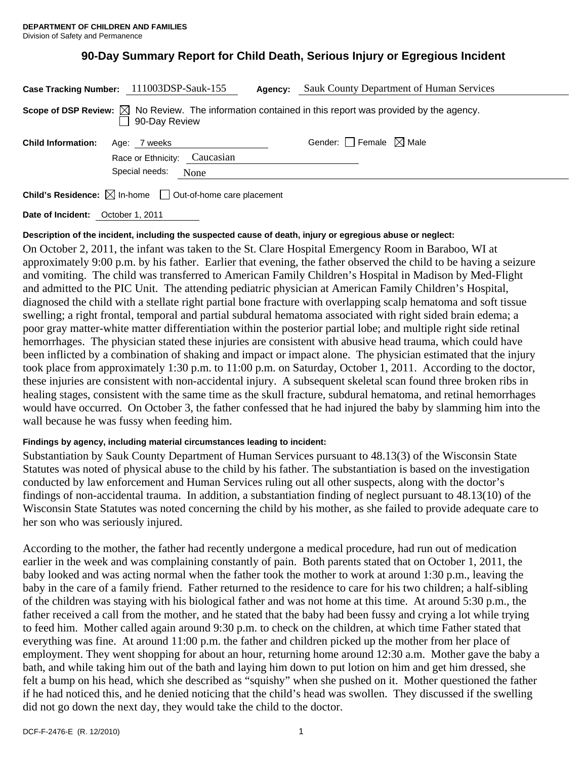**DEPARTMENT OF CHILDREN AND FAMILIES**
Division of Safety and Permanence

# 90-Day Summary Report for Child Death, Serious Injury or Egregious Incident

**Case Tracking Number:** 111003DSP-Sauk-155 **Agency:** Sauk County Department of Human Services

**Scope of DSP Review:** ☒ No Review. The information contained in this report was provided by the agency.
☐ 90-Day Review

**Child Information:** Age: 7 weeks Gender: ☐ Female ☒ Male
Race or Ethnicity: Caucasian
Special needs: None

**Child's Residence:** ☒ In-home ☐ Out-of-home care placement

**Date of Incident:** October 1, 2011

**Description of the incident, including the suspected cause of death, injury or egregious abuse or neglect:**

On October 2, 2011, the infant was taken to the St. Clare Hospital Emergency Room in Baraboo, WI at approximately 9:00 p.m. by his father. Earlier that evening, the father observed the child to be having a seizure and vomiting. The child was transferred to American Family Children's Hospital in Madison by Med-Flight and admitted to the PIC Unit. The attending pediatric physician at American Family Children's Hospital, diagnosed the child with a stellate right partial bone fracture with overlapping scalp hematoma and soft tissue swelling; a right frontal, temporal and partial subdural hematoma associated with right sided brain edema; a poor gray matter-white matter differentiation within the posterior partial lobe; and multiple right side retinal hemorrhages. The physician stated these injuries are consistent with abusive head trauma, which could have been inflicted by a combination of shaking and impact or impact alone. The physician estimated that the injury took place from approximately 1:30 p.m. to 11:00 p.m. on Saturday, October 1, 2011. According to the doctor, these injuries are consistent with non-accidental injury. A subsequent skeletal scan found three broken ribs in healing stages, consistent with the same time as the skull fracture, subdural hematoma, and retinal hemorrhages would have occurred. On October 3, the father confessed that he had injured the baby by slamming him into the wall because he was fussy when feeding him.

**Findings by agency, including material circumstances leading to incident:**

Substantiation by Sauk County Department of Human Services pursuant to 48.13(3) of the Wisconsin State Statutes was noted of physical abuse to the child by his father. The substantiation is based on the investigation conducted by law enforcement and Human Services ruling out all other suspects, along with the doctor's findings of non-accidental trauma. In addition, a substantiation finding of neglect pursuant to 48.13(10) of the Wisconsin State Statutes was noted concerning the child by his mother, as she failed to provide adequate care to her son who was seriously injured.

According to the mother, the father had recently undergone a medical procedure, had run out of medication earlier in the week and was complaining constantly of pain. Both parents stated that on October 1, 2011, the baby looked and was acting normal when the father took the mother to work at around 1:30 p.m., leaving the baby in the care of a family friend. Father returned to the residence to care for his two children; a half-sibling of the children was staying with his biological father and was not home at this time. At around 5:30 p.m., the father received a call from the mother, and he stated that the baby had been fussy and crying a lot while trying to feed him. Mother called again around 9:30 p.m. to check on the children, at which time Father stated that everything was fine. At around 11:00 p.m. the father and children picked up the mother from her place of employment. They went shopping for about an hour, returning home around 12:30 a.m. Mother gave the baby a bath, and while taking him out of the bath and laying him down to put lotion on him and get him dressed, she felt a bump on his head, which she described as "squishy" when she pushed on it. Mother questioned the father if he had noticed this, and he denied noticing that the child's head was swollen. They discussed if the swelling did not go down the next day, they would take the child to the doctor.

DCF-F-2476-E (R. 12/2010)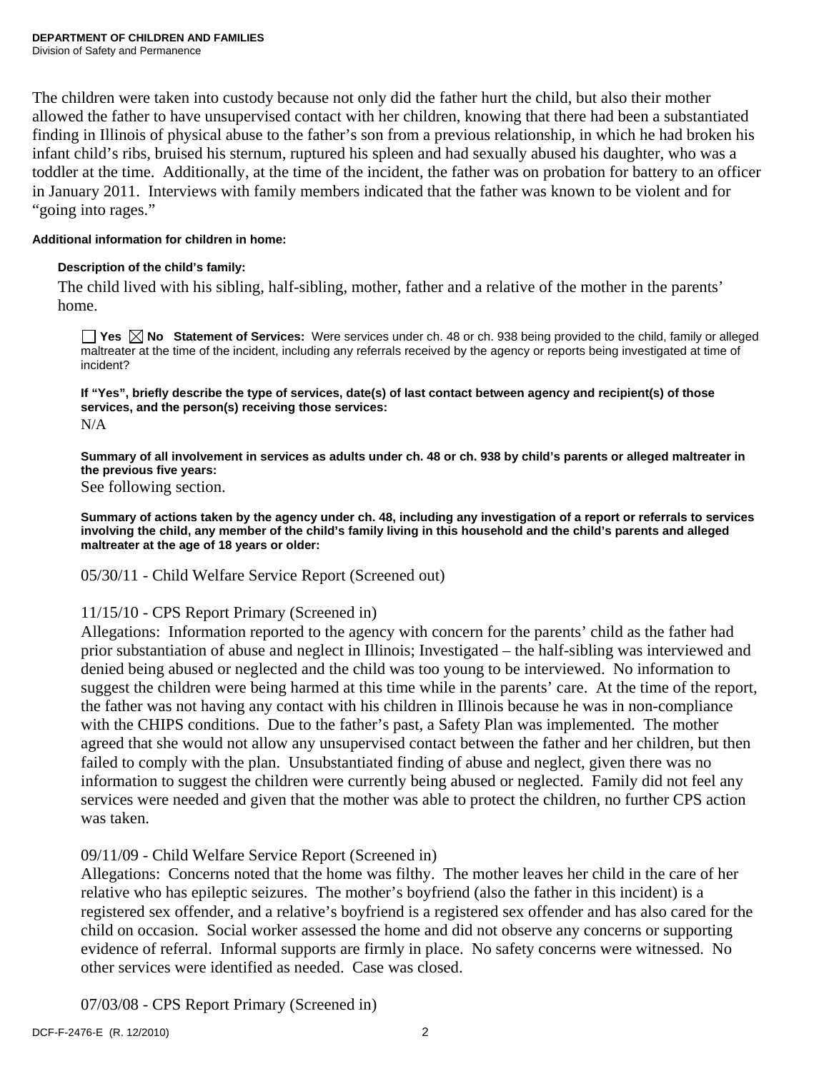The children were taken into custody because not only did the father hurt the child, but also their mother allowed the father to have unsupervised contact with her children, knowing that there had been a substantiated finding in Illinois of physical abuse to the father's son from a previous relationship, in which he had broken his infant child's ribs, bruised his sternum, ruptured his spleen and had sexually abused his daughter, who was a toddler at the time. Additionally, at the time of the incident, the father was on probation for battery to an officer in January 2011. Interviews with family members indicated that the father was known to be violent and for "going into rages."

**Additional information for children in home:**

**Description of the child's family:**

The child lived with his sibling, half-sibling, mother, father and a relative of the mother in the parents' home.

☐ Yes ☒ No **Statement of Services:** Were services under ch. 48 or ch. 938 being provided to the child, family or alleged maltreater at the time of the incident, including any referrals received by the agency or reports being investigated at time of incident?

**If "Yes", briefly describe the type of services, date(s) of last contact between agency and recipient(s) of those services, and the person(s) receiving those services:**

N/A

**Summary of all involvement in services as adults under ch. 48 or ch. 938 by child's parents or alleged maltreater in the previous five years:**

See following section.

**Summary of actions taken by the agency under ch. 48, including any investigation of a report or referrals to services involving the child, any member of the child's family living in this household and the child's parents and alleged maltreater at the age of 18 years or older:**

05/30/11 - Child Welfare Service Report (Screened out)

11/15/10 - CPS Report Primary (Screened in)

Allegations: Information reported to the agency with concern for the parents' child as the father had prior substantiation of abuse and neglect in Illinois; Investigated – the half-sibling was interviewed and denied being abused or neglected and the child was too young to be interviewed. No information to suggest the children were being harmed at this time while in the parents' care. At the time of the report, the father was not having any contact with his children in Illinois because he was in non-compliance with the CHIPS conditions. Due to the father's past, a Safety Plan was implemented. The mother agreed that she would not allow any unsupervised contact between the father and her children, but then failed to comply with the plan. Unsubstantiated finding of abuse and neglect, given there was no information to suggest the children were currently being abused or neglected. Family did not feel any services were needed and given that the mother was able to protect the children, no further CPS action was taken.

09/11/09 - Child Welfare Service Report (Screened in)

Allegations: Concerns noted that the home was filthy. The mother leaves her child in the care of her relative who has epileptic seizures. The mother's boyfriend (also the father in this incident) is a registered sex offender, and a relative's boyfriend is a registered sex offender and has also cared for the child on occasion. Social worker assessed the home and did not observe any concerns or supporting evidence of referral. Informal supports are firmly in place. No safety concerns were witnessed. No other services were identified as needed. Case was closed.

07/03/08 - CPS Report Primary (Screened in)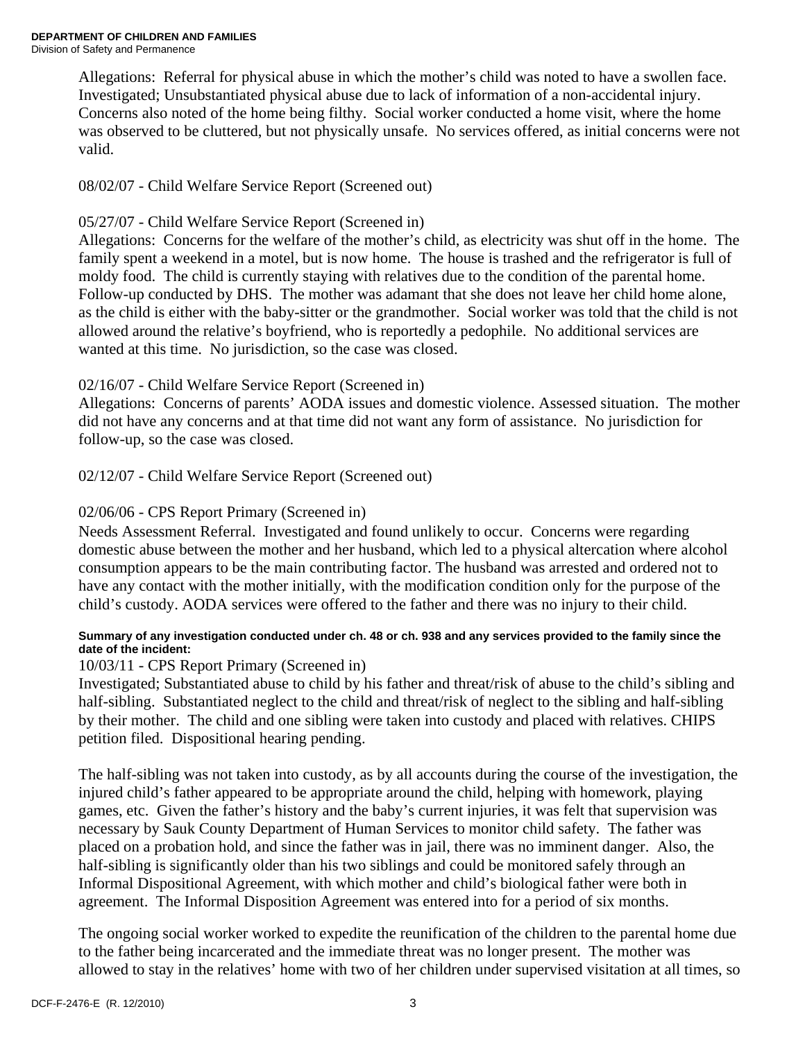Allegations: Referral for physical abuse in which the mother's child was noted to have a swollen face. Investigated; Unsubstantiated physical abuse due to lack of information of a non-accidental injury. Concerns also noted of the home being filthy. Social worker conducted a home visit, where the home was observed to be cluttered, but not physically unsafe. No services offered, as initial concerns were not valid.

08/02/07 - Child Welfare Service Report (Screened out)

05/27/07 - Child Welfare Service Report (Screened in)
Allegations: Concerns for the welfare of the mother's child, as electricity was shut off in the home. The family spent a weekend in a motel, but is now home. The house is trashed and the refrigerator is full of moldy food. The child is currently staying with relatives due to the condition of the parental home. Follow-up conducted by DHS. The mother was adamant that she does not leave her child home alone, as the child is either with the baby-sitter or the grandmother. Social worker was told that the child is not allowed around the relative's boyfriend, who is reportedly a pedophile. No additional services are wanted at this time. No jurisdiction, so the case was closed.

02/16/07 - Child Welfare Service Report (Screened in)
Allegations: Concerns of parents' AODA issues and domestic violence. Assessed situation. The mother did not have any concerns and at that time did not want any form of assistance. No jurisdiction for follow-up, so the case was closed.

02/12/07 - Child Welfare Service Report (Screened out)

02/06/06 - CPS Report Primary (Screened in)
Needs Assessment Referral. Investigated and found unlikely to occur. Concerns were regarding domestic abuse between the mother and her husband, which led to a physical altercation where alcohol consumption appears to be the main contributing factor. The husband was arrested and ordered not to have any contact with the mother initially, with the modification condition only for the purpose of the child's custody. AODA services were offered to the father and there was no injury to their child.

**Summary of any investigation conducted under ch. 48 or ch. 938 and any services provided to the family since the date of the incident:**

10/03/11 - CPS Report Primary (Screened in)
Investigated; Substantiated abuse to child by his father and threat/risk of abuse to the child's sibling and half-sibling. Substantiated neglect to the child and threat/risk of neglect to the sibling and half-sibling by their mother. The child and one sibling were taken into custody and placed with relatives. CHIPS petition filed. Dispositional hearing pending.

The half-sibling was not taken into custody, as by all accounts during the course of the investigation, the injured child's father appeared to be appropriate around the child, helping with homework, playing games, etc. Given the father's history and the baby's current injuries, it was felt that supervision was necessary by Sauk County Department of Human Services to monitor child safety. The father was placed on a probation hold, and since the father was in jail, there was no imminent danger. Also, the half-sibling is significantly older than his two siblings and could be monitored safely through an Informal Dispositional Agreement, with which mother and child's biological father were both in agreement. The Informal Disposition Agreement was entered into for a period of six months.

The ongoing social worker worked to expedite the reunification of the children to the parental home due to the father being incarcerated and the immediate threat was no longer present. The mother was allowed to stay in the relatives' home with two of her children under supervised visitation at all times, so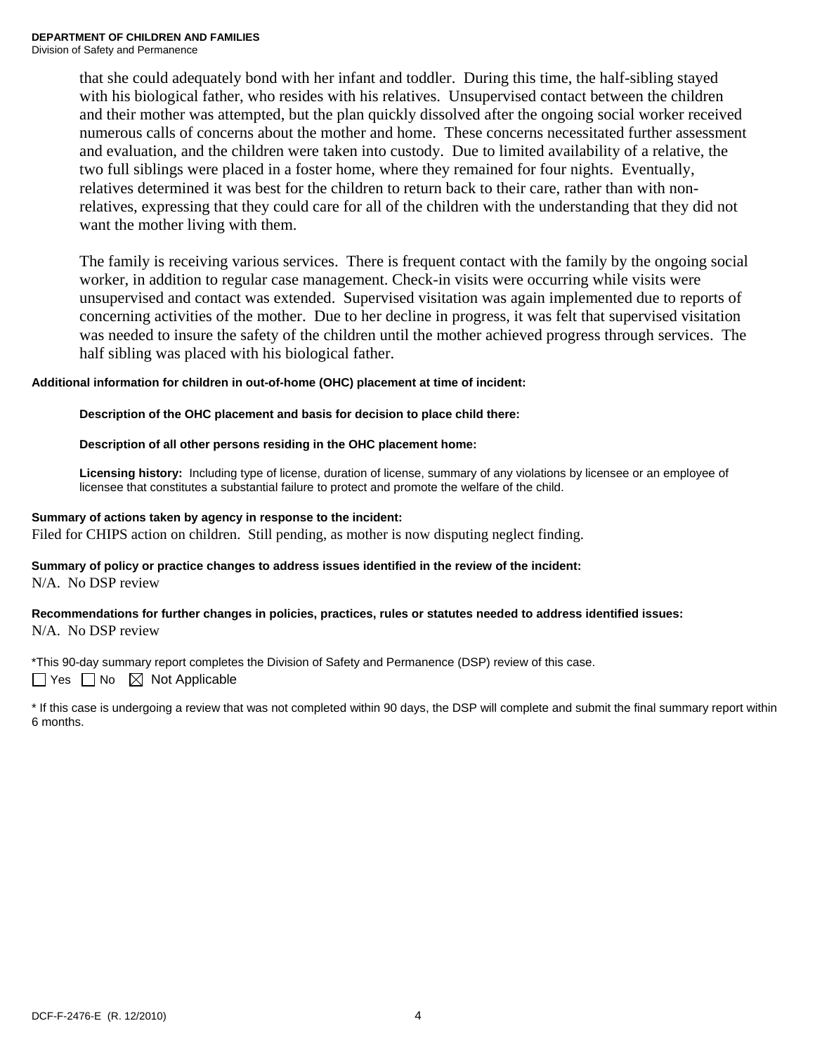that she could adequately bond with her infant and toddler. During this time, the half-sibling stayed with his biological father, who resides with his relatives. Unsupervised contact between the children and their mother was attempted, but the plan quickly dissolved after the ongoing social worker received numerous calls of concerns about the mother and home. These concerns necessitated further assessment and evaluation, and the children were taken into custody. Due to limited availability of a relative, the two full siblings were placed in a foster home, where they remained for four nights. Eventually, relatives determined it was best for the children to return back to their care, rather than with non-relatives, expressing that they could care for all of the children with the understanding that they did not want the mother living with them.

The family is receiving various services. There is frequent contact with the family by the ongoing social worker, in addition to regular case management. Check-in visits were occurring while visits were unsupervised and contact was extended. Supervised visitation was again implemented due to reports of concerning activities of the mother. Due to her decline in progress, it was felt that supervised visitation was needed to insure the safety of the children until the mother achieved progress through services. The half sibling was placed with his biological father.

**Additional information for children in out-of-home (OHC) placement at time of incident:**

**Description of the OHC placement and basis for decision to place child there:**

**Description of all other persons residing in the OHC placement home:**

**Licensing history:** Including type of license, duration of license, summary of any violations by licensee or an employee of licensee that constitutes a substantial failure to protect and promote the welfare of the child.

**Summary of actions taken by agency in response to the incident:**

Filed for CHIPS action on children. Still pending, as mother is now disputing neglect finding.

**Summary of policy or practice changes to address issues identified in the review of the incident:**

N/A. No DSP review

**Recommendations for further changes in policies, practices, rules or statutes needed to address identified issues:**

N/A. No DSP review

*This 90-day summary report completes the Division of Safety and Permanence (DSP) review of this case.

☐ Yes ☐ No ☒ Not Applicable

* If this case is undergoing a review that was not completed within 90 days, the DSP will complete and submit the final summary report within 6 months.

DCF-F-2476-E (R. 12/2010)